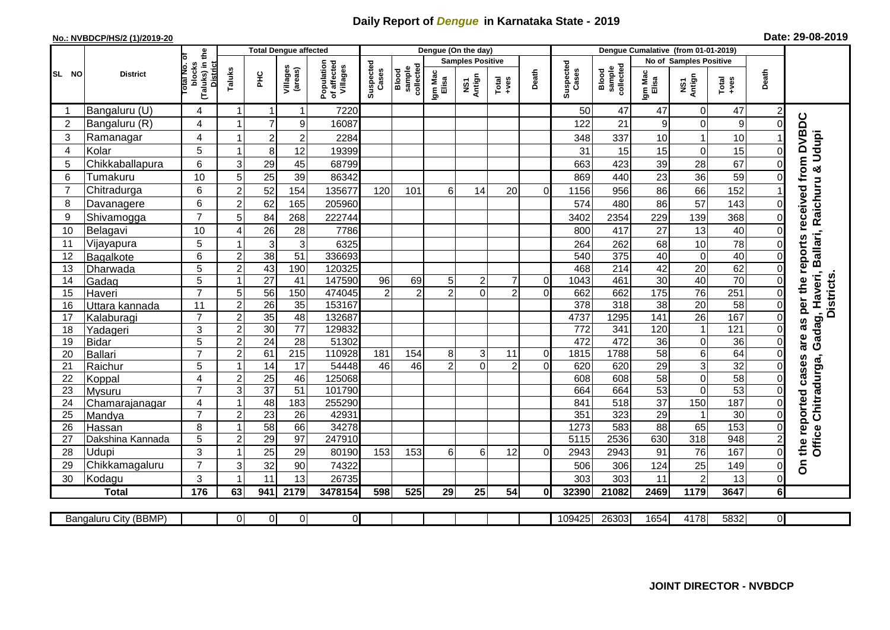# Daily Report of *Dengue* in Karnataka State - 2019

**No.: NVBDCP/HS/2 (1)/2019-20**

**Date: 29-08-2019**

| SL NO | District | Total No. of blocks (Taluks) in the District | Total Dengue affected | | | | Dengue (On the day) | | | | | | | Dengue Cumalative (from 01-01-2019) | | | | | | | |
|---|---|---|---|---|---|---|---|---|---|---|---|---|---|---|---|---|---|---|---|---|
| | | | Taluks | PHC | Villages (areas) | Population of affected Villages | Suspected Cases | Blood sample collected | Samples Positive | | | Death | Suspected Cases | Blood sample collected | No of Samples Positive | | | Death | |
| | | | | | | | | | Igm Mac Elisa | NS1 Antign | Total +ves | | | | Igm Mac Elisa | NS1 Antign | Total +ves | | |
| 1 | Bangaluru (U) | 4 | 1 | 1 | 1 | 7220 | | | | | | | 50 | 47 | 47 | 0 | 47 | 2 | On the reported cases are as per the reports received from DVBDC Office Chitradurga, Gadag, Haveri, Ballari, Raichuru & Udupi Districts. |
| 2 | Bangaluru (R) | 4 | 1 | 7 | 9 | 16087 | | | | | | | 122 | 21 | 9 | 0 | 9 | 0 | |
| 3 | Ramanagar | 4 | 1 | 2 | 2 | 2284 | | | | | | | 348 | 337 | 10 | 1 | 10 | 1 | |
| 4 | Kolar | 5 | 1 | 8 | 12 | 19399 | | | | | | | 31 | 15 | 15 | 0 | 15 | 0 | |
| 5 | Chikkaballapura | 6 | 3 | 29 | 45 | 68799 | | | | | | | 663 | 423 | 39 | 28 | 67 | 0 | |
| 6 | Tumakuru | 10 | 5 | 25 | 39 | 86342 | | | | | | | 869 | 440 | 23 | 36 | 59 | 0 | |
| 7 | Chitradurga | 6 | 2 | 52 | 154 | 135677 | 120 | 101 | 6 | 14 | 20 | 0 | 1156 | 956 | 86 | 66 | 152 | 1 | |
| 8 | Davanagere | 6 | 2 | 62 | 165 | 205960 | | | | | | | 574 | 480 | 86 | 57 | 143 | 0 | |
| 9 | Shivamogga | 7 | 5 | 84 | 268 | 222744 | | | | | | | 3402 | 2354 | 229 | 139 | 368 | 0 | |
| 10 | Belagavi | 10 | 4 | 26 | 28 | 7786 | | | | | | | 800 | 417 | 27 | 13 | 40 | 0 | |
| 11 | Vijayapura | 5 | 1 | 3 | 3 | 6325 | | | | | | | 264 | 262 | 68 | 10 | 78 | 0 | |
| 12 | Bagalkote | 6 | 2 | 38 | 51 | 336693 | | | | | | | 540 | 375 | 40 | 0 | 40 | 0 | |
| 13 | Dharwada | 5 | 2 | 43 | 190 | 120325 | | | | | | | 468 | 214 | 42 | 20 | 62 | 0 | |
| 14 | Gadag | 5 | 1 | 27 | 41 | 147590 | 96 | 69 | 5 | 2 | 7 | 0 | 1043 | 461 | 30 | 40 | 70 | 0 | |
| 15 | Haveri | 7 | 5 | 56 | 150 | 474045 | 2 | 2 | 2 | 0 | 2 | 0 | 662 | 662 | 175 | 76 | 251 | 0 | |
| 16 | Uttara kannada | 11 | 2 | 26 | 35 | 153167 | | | | | | | 378 | 318 | 38 | 20 | 58 | 0 | |
| 17 | Kalaburagi | 7 | 2 | 35 | 48 | 132687 | | | | | | | 4737 | 1295 | 141 | 26 | 167 | 0 | |
| 18 | Yadageri | 3 | 2 | 30 | 77 | 129832 | | | | | | | 772 | 341 | 120 | 1 | 121 | 0 | |
| 19 | Bidar | 5 | 2 | 24 | 28 | 51302 | | | | | | | 472 | 472 | 36 | 0 | 36 | 0 | |
| 20 | Ballari | 7 | 2 | 61 | 215 | 110928 | 181 | 154 | 8 | 3 | 11 | 0 | 1815 | 1788 | 58 | 6 | 64 | 0 | |
| 21 | Raichur | 5 | 1 | 14 | 17 | 54448 | 46 | 46 | 2 | 0 | 2 | 0 | 620 | 620 | 29 | 3 | 32 | 0 | |
| 22 | Koppal | 4 | 2 | 25 | 46 | 125068 | | | | | | | 608 | 608 | 58 | 0 | 58 | 0 | |
| 23 | Mysuru | 7 | 3 | 37 | 51 | 101790 | | | | | | | 664 | 664 | 53 | 0 | 53 | 0 | |
| 24 | Chamarajanagar | 4 | 1 | 48 | 183 | 255290 | | | | | | | 841 | 518 | 37 | 150 | 187 | 0 | |
| 25 | Mandya | 7 | 2 | 23 | 26 | 42931 | | | | | | | 351 | 323 | 29 | 1 | 30 | 0 | |
| 26 | Hassan | 8 | 1 | 58 | 66 | 34278 | | | | | | | 1273 | 583 | 88 | 65 | 153 | 0 | |
| 27 | Dakshina Kannada | 5 | 2 | 29 | 97 | 247910 | | | | | | | 5115 | 2536 | 630 | 318 | 948 | 2 | |
| 28 | Udupi | 3 | 1 | 25 | 29 | 80190 | 153 | 153 | 6 | 6 | 12 | 0 | 2943 | 2943 | 91 | 76 | 167 | 0 | |
| 29 | Chikkamagaluru | 7 | 3 | 32 | 90 | 74322 | | | | | | | 506 | 306 | 124 | 25 | 149 | 0 | |
| 30 | Kodagu | 3 | 1 | 11 | 13 | 26735 | | | | | | | 303 | 303 | 11 | 2 | 13 | 0 | |
| | **Total** | **176** | **63** | **941** | **2179** | **3478154** | **598** | **525** | **29** | **25** | **54** | **0** | **32390** | **21082** | **2469** | **1179** | **3647** | **6** | |

| Bangaluru City (BBMP) | | 0 | 0 | 0 | 0 | | | | | | | 109425 | 26303 | 1654 | 4178 | 5832 | 0 |
|---|---|---|---|---|---|---|---|---|---|---|---|---|---|---|---|---|---|

**JOINT DIRECTOR - NVBDCP**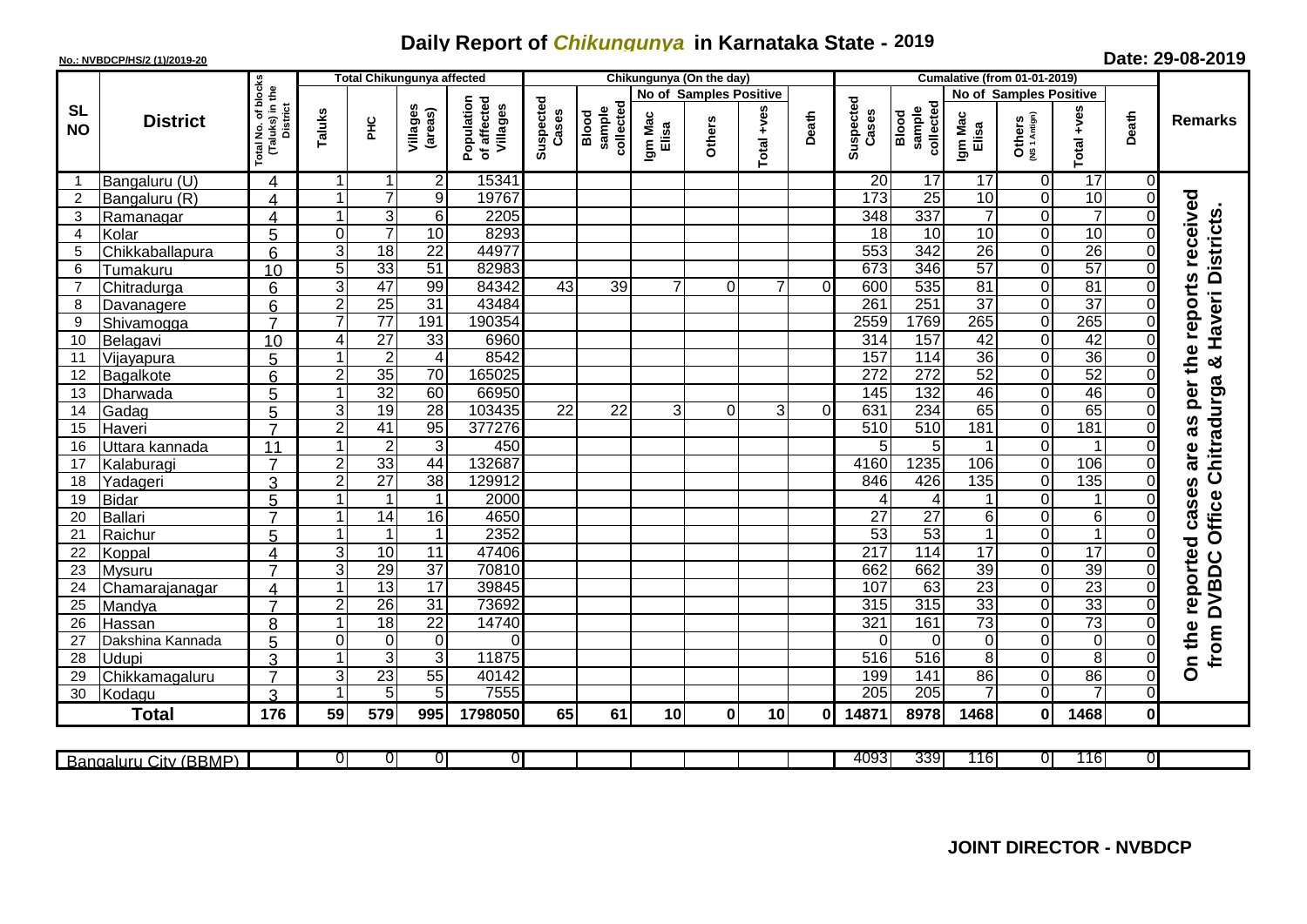# Daily Report of *Chikungunya* in Karnataka State - 2019

**No.: NVBDCP/HS/2 (1)/2019-20**

**Date: 29-08-2019**

| SL NO | District | Total No. of blocks (Taluks) in the District | Total Chikungunya affected | | | | Chikungunya (On the day) | | | | | | Cumalative (from 01-01-2019) | | | | | | Remarks |
|---|---|---|---|---|---|---|---|---|---|---|---|---|---|---|---|---|---|---|---|
| | | | Taluks | PHC | Villages (areas) | Population of affected Villages | Suspected Cases | Blood sample collected | No of Samples Positive | | | Death | Suspected Cases | Blood sample collected | No of Samples Positive | | | Death | |
| | | | | | | | | | Igm Mac Elisa | Others | Total +ves | | | | Igm Mac Elisa | Others (NS 1 Antign) | Total +ves | | |
| 1 | Bangaluru (U) | 4 | 1 | 1 | 2 | 15341 | | | | | | | 20 | 17 | 17 | 0 | 17 | 0 | On the reported cases are as per the reports received from DVBDC Office Chitradurga & Haveri Districts. |
| 2 | Bangaluru (R) | 4 | 1 | 7 | 9 | 19767 | | | | | | | 173 | 25 | 10 | 0 | 10 | 0 | |
| 3 | Ramanagar | 4 | 1 | 3 | 6 | 2205 | | | | | | | 348 | 337 | 7 | 0 | 7 | 0 | |
| 4 | Kolar | 5 | 0 | 7 | 10 | 8293 | | | | | | | 18 | 10 | 10 | 0 | 10 | 0 | |
| 5 | Chikkaballapura | 6 | 3 | 18 | 22 | 44977 | | | | | | | 553 | 342 | 26 | 0 | 26 | 0 | |
| 6 | Tumakuru | 10 | 5 | 33 | 51 | 82983 | | | | | | | 673 | 346 | 57 | 0 | 57 | 0 | |
| 7 | Chitradurga | 6 | 3 | 47 | 99 | 84342 | 43 | 39 | 7 | 0 | 7 | 0 | 600 | 535 | 81 | 0 | 81 | 0 | |
| 8 | Davanagere | 6 | 2 | 25 | 31 | 43484 | | | | | | | 261 | 251 | 37 | 0 | 37 | 0 | |
| 9 | Shivamogga | 7 | 7 | 77 | 191 | 190354 | | | | | | | 2559 | 1769 | 265 | 0 | 265 | 0 | |
| 10 | Belagavi | 10 | 4 | 27 | 33 | 6960 | | | | | | | 314 | 157 | 42 | 0 | 42 | 0 | |
| 11 | Vijayapura | 5 | 1 | 2 | 4 | 8542 | | | | | | | 157 | 114 | 36 | 0 | 36 | 0 | |
| 12 | Bagalkote | 6 | 2 | 35 | 70 | 165025 | | | | | | | 272 | 272 | 52 | 0 | 52 | 0 | |
| 13 | Dharwada | 5 | 1 | 32 | 60 | 66950 | | | | | | | 145 | 132 | 46 | 0 | 46 | 0 | |
| 14 | Gadag | 5 | 3 | 19 | 28 | 103435 | 22 | 22 | 3 | 0 | 3 | 0 | 631 | 234 | 65 | 0 | 65 | 0 | |
| 15 | Haveri | 7 | 2 | 41 | 95 | 377276 | | | | | | | 510 | 510 | 181 | 0 | 181 | 0 | |
| 16 | Uttara kannada | 11 | 1 | 2 | 3 | 450 | | | | | | | 5 | 5 | 1 | 0 | 1 | 0 | |
| 17 | Kalaburagi | 7 | 2 | 33 | 44 | 132687 | | | | | | | 4160 | 1235 | 106 | 0 | 106 | 0 | |
| 18 | Yadageri | 3 | 2 | 27 | 38 | 129912 | | | | | | | 846 | 426 | 135 | 0 | 135 | 0 | |
| 19 | Bidar | 5 | 1 | 1 | 1 | 2000 | | | | | | | 4 | 4 | 1 | 0 | 1 | 0 | |
| 20 | Ballari | 7 | 1 | 14 | 16 | 4650 | | | | | | | 27 | 27 | 6 | 0 | 6 | 0 | |
| 21 | Raichur | 5 | 1 | 1 | 1 | 2352 | | | | | | | 53 | 53 | 1 | 0 | 1 | 0 | |
| 22 | Koppal | 4 | 3 | 10 | 11 | 47406 | | | | | | | 217 | 114 | 17 | 0 | 17 | 0 | |
| 23 | Mysuru | 7 | 3 | 29 | 37 | 70810 | | | | | | | 662 | 662 | 39 | 0 | 39 | 0 | |
| 24 | Chamarajanagar | 4 | 1 | 13 | 17 | 39845 | | | | | | | 107 | 63 | 23 | 0 | 23 | 0 | |
| 25 | Mandya | 7 | 2 | 26 | 31 | 73692 | | | | | | | 315 | 315 | 33 | 0 | 33 | 0 | |
| 26 | Hassan | 8 | 1 | 18 | 22 | 14740 | | | | | | | 321 | 161 | 73 | 0 | 73 | 0 | |
| 27 | Dakshina Kannada | 5 | 0 | 0 | 0 | 0 | | | | | | | 0 | 0 | 0 | 0 | 0 | 0 | |
| 28 | Udupi | 3 | 1 | 3 | 3 | 11875 | | | | | | | 516 | 516 | 8 | 0 | 8 | 0 | |
| 29 | Chikkamagaluru | 7 | 3 | 23 | 55 | 40142 | | | | | | | 199 | 141 | 86 | 0 | 86 | 0 | |
| 30 | Kodagu | 3 | 1 | 5 | 5 | 7555 | | | | | | | 205 | 205 | 7 | 0 | 7 | 0 | |
| **Total** | | **176** | **59** | **579** | **995** | **1798050** | **65** | **61** | **10** | **0** | **10** | **0** | **14871** | **8978** | **1468** | **0** | **1468** | **0** | |

| | | | | | | | | | | | | | | | | | | |
|---|---|---|---|---|---|---|---|---|---|---|---|---|---|---|---|---|---|---|
| Bangaluru City (BBMP) | | 0 | 0 | 0 | 0 | | | | | | | 4093 | 339 | 116 | 0 | 116 | 0 | |

**JOINT DIRECTOR - NVBDCP**